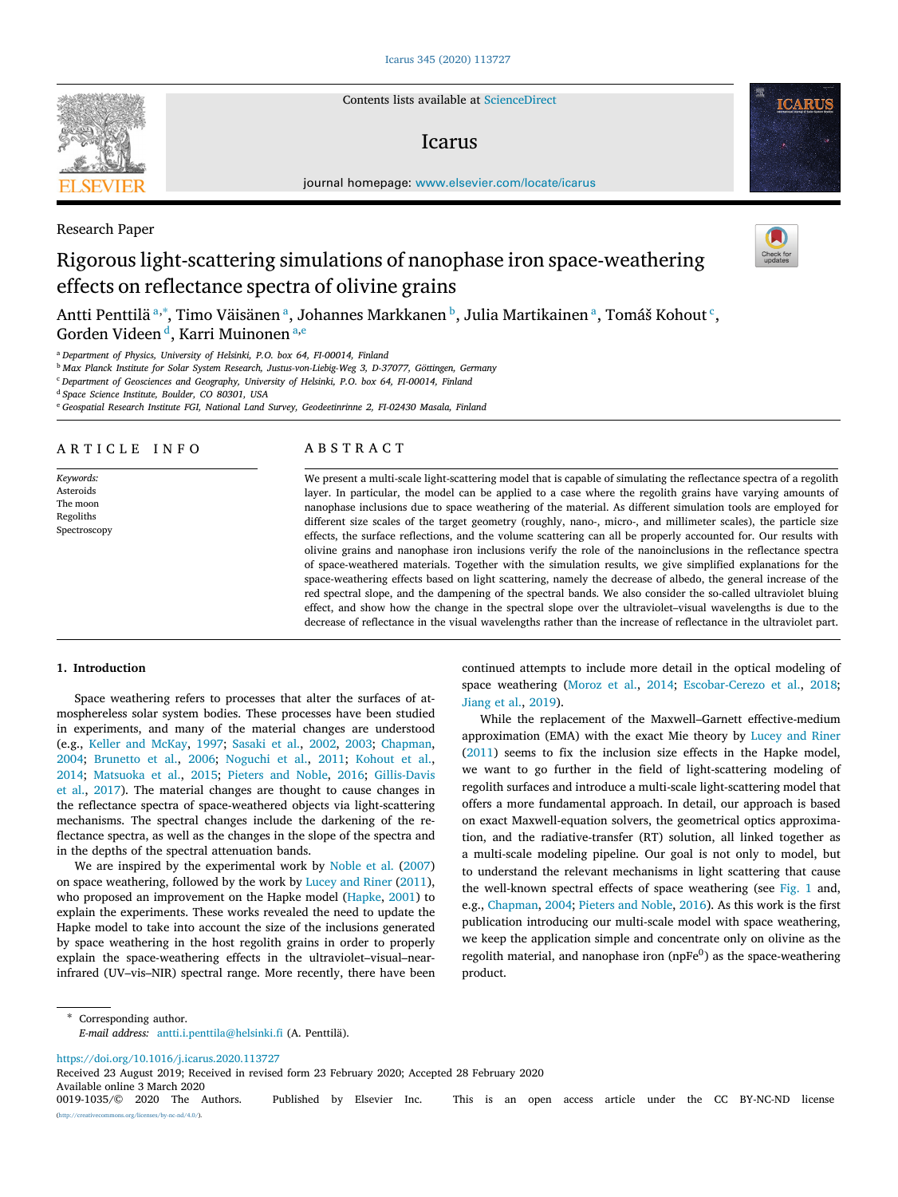Research Paper

# Rigorous light-scattering simulations of nanophase iron space-weathering effects on reflectance spectra of olivine grains

Antti Penttilä [a,*], Timo Väisänen [a], Johannes Markkanen [b], Julia Martikainen [a], Tomáš Kohout [c], Gorden Videen [d], Karri Muinonen [a,e]

[a] Department of Physics, University of Helsinki, P.O. box 64, FI-00014, Finland
[b] Max Planck Institute for Solar System Research, Justus-von-Liebig-Weg 3, D-37077, Göttingen, Germany
[c] Department of Geosciences and Geography, University of Helsinki, P.O. box 64, FI-00014, Finland
[d] Space Science Institute, Boulder, CO 80301, USA
[e] Geospatial Research Institute FGI, National Land Survey, Geodeetinrinne 2, FI-02430 Masala, Finland

## ARTICLE INFO

*Keywords:*
Asteroids
The moon
Regoliths
Spectroscopy

## ABSTRACT

We present a multi-scale light-scattering model that is capable of simulating the reflectance spectra of a regolith layer. In particular, the model can be applied to a case where the regolith grains have varying amounts of nanophase inclusions due to space weathering of the material. As different simulation tools are employed for different size scales of the target geometry (roughly, nano-, micro-, and millimeter scales), the particle size effects, the surface reflections, and the volume scattering can all be properly accounted for. Our results with olivine grains and nanophase iron inclusions verify the role of the nanoinclusions in the reflectance spectra of space-weathered materials. Together with the simulation results, we give simplified explanations for the space-weathering effects based on light scattering, namely the decrease of albedo, the general increase of the red spectral slope, and the dampening of the spectral bands. We also consider the so-called ultraviolet bluing effect, and show how the change in the spectral slope over the ultraviolet–visual wavelengths is due to the decrease of reflectance in the visual wavelengths rather than the increase of reflectance in the ultraviolet part.

## 1. Introduction

Space weathering refers to processes that alter the surfaces of atmosphereless solar system bodies. These processes have been studied in experiments, and many of the material changes are understood (e.g., Keller and McKay, 1997; Sasaki et al., 2002, 2003; Chapman, 2004; Brunetto et al., 2006; Noguchi et al., 2011; Kohout et al., 2014; Matsuoka et al., 2015; Pieters and Noble, 2016; Gillis-Davis et al., 2017). The material changes are thought to cause changes in the reflectance spectra of space-weathered objects via light-scattering mechanisms. The spectral changes include the darkening of the reflectance spectra, as well as the changes in the slope of the spectra and in the depths of the spectral attenuation bands.

We are inspired by the experimental work by Noble et al. (2007) on space weathering, followed by the work by Lucey and Riner (2011), who proposed an improvement on the Hapke model (Hapke, 2001) to explain the experiments. These works revealed the need to update the Hapke model to take into account the size of the inclusions generated by space weathering in the host regolith grains in order to properly explain the space-weathering effects in the ultraviolet–visual–near-infrared (UV–vis–NIR) spectral range. More recently, there have been continued attempts to include more detail in the optical modeling of space weathering (Moroz et al., 2014; Escobar-Cerezo et al., 2018; Jiang et al., 2019).

While the replacement of the Maxwell–Garnett effective-medium approximation (EMA) with the exact Mie theory by Lucey and Riner (2011) seems to fix the inclusion size effects in the Hapke model, we want to go further in the field of light-scattering modeling of regolith surfaces and introduce a multi-scale light-scattering model that offers a more fundamental approach. In detail, our approach is based on exact Maxwell-equation solvers, the geometrical optics approximation, and the radiative-transfer (RT) solution, all linked together as a multi-scale modeling pipeline. Our goal is not only to model, but to understand the relevant mechanisms in light scattering that cause the well-known spectral effects of space weathering (see Fig. 1 and, e.g., Chapman, 2004; Pieters and Noble, 2016). As this work is the first publication introducing our multi-scale model with space weathering, we keep the application simple and concentrate only on olivine as the regolith material, and nanophase iron ($npFe^0$) as the space-weathering product.

---

\* Corresponding author.
*E-mail address:* antti.i.penttila@helsinki.fi (A. Penttilä).

https://doi.org/10.1016/j.icarus.2020.113727
Received 23 August 2019; Received in revised form 23 February 2020; Accepted 28 February 2020
Available online 3 March 2020
0019-1035/© 2020 The Authors. Published by Elsevier Inc. This is an open access article under the CC BY-NC-ND license (http://creativecommons.org/licenses/by-nc-nd/4.0/).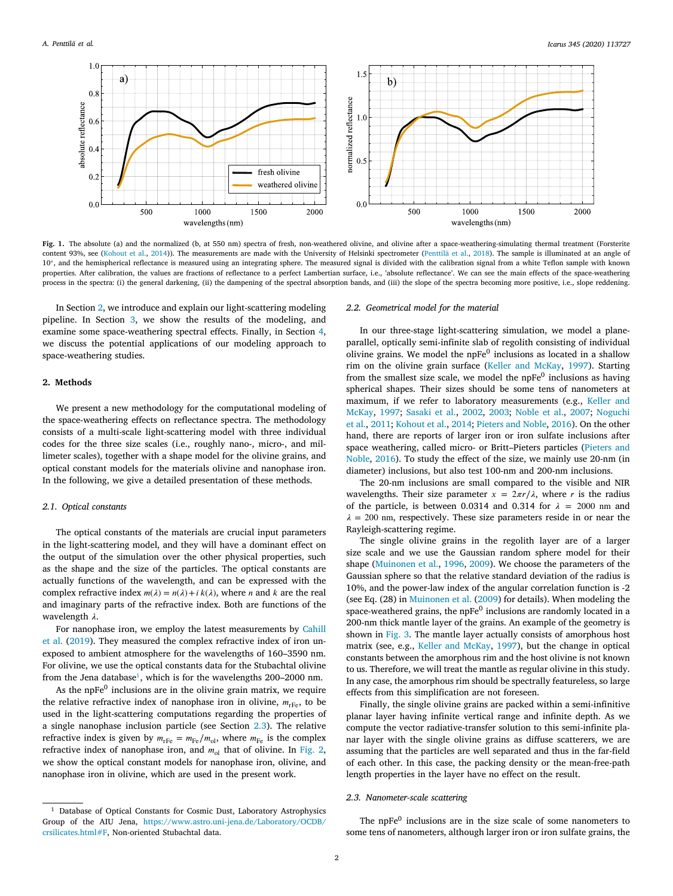**Fig. 1.** The absolute (a) and the normalized (b, at 550 nm) spectra of fresh, non-weathered olivine, and olivine after a space-weathering-simulating thermal treatment (Forsterite content 93%, see (Kohout et al., 2014)). The measurements are made with the University of Helsinki spectrometer (Penttilä et al., 2018). The sample is illuminated at an angle of 10°, and the hemispherical reflectance is measured using an integrating sphere. The measured signal is divided with the calibration signal from a white Teflon sample with known properties. After calibration, the values are fractions of reflectance to a perfect Lambertian surface, i.e., 'absolute reflectance'. We can see the main effects of the space-weathering process in the spectra: (i) the general darkening, (ii) the dampening of the spectral absorption bands, and (iii) the slope of the spectra becoming more positive, i.e., slope reddening.

In Section 2, we introduce and explain our light-scattering modeling pipeline. In Section 3, we show the results of the modeling, and examine some space-weathering spectral effects. Finally, in Section 4, we discuss the potential applications of our modeling approach to space-weathering studies.

## 2. Methods

We present a new methodology for the computational modeling of the space-weathering effects on reflectance spectra. The methodology consists of a multi-scale light-scattering model with three individual codes for the three size scales (i.e., roughly nano-, micro-, and millimeter scales), together with a shape model for the olivine grains, and optical constant models for the materials olivine and nanophase iron. In the following, we give a detailed presentation of these methods.

### 2.1. Optical constants

The optical constants of the materials are crucial input parameters in the light-scattering model, and they will have a dominant effect on the output of the simulation over the other physical properties, such as the shape and the size of the particles. The optical constants are actually functions of the wavelength, and can be expressed with the complex refractive index $m(\lambda) = n(\lambda) + i\,k(\lambda)$, where $n$ and $k$ are the real and imaginary parts of the refractive index. Both are functions of the wavelength $\lambda$.

For nanophase iron, we employ the latest measurements by Cahill et al. (2019). They measured the complex refractive index of iron unexposed to ambient atmosphere for the wavelengths of 160–3590 nm. For olivine, we use the optical constants data for the Stubachtal olivine from the Jena database[1], which is for the wavelengths 200–2000 nm.

As the npFe$^0$ inclusions are in the olivine grain matrix, we require the relative refractive index of nanophase iron in olivine, $m_{\mathrm{rFe}}$, to be used in the light-scattering computations regarding the properties of a single nanophase inclusion particle (see Section 2.3). The relative refractive index is given by $m_{\mathrm{rFe}} = m_{\mathrm{Fe}}/m_{\mathrm{ol}}$, where $m_{\mathrm{Fe}}$ is the complex refractive index of nanophase iron, and $m_{\mathrm{ol}}$ that of olivine. In Fig. 2, we show the optical constant models for nanophase iron, olivine, and nanophase iron in olivine, which are used in the present work.

[1] Database of Optical Constants for Cosmic Dust, Laboratory Astrophysics Group of the AIU Jena, https://www.astro.uni-jena.de/Laboratory/OCDB/crsilicates.html#F, Non-oriented Stubachtal data.

### 2.2. Geometrical model for the material

In our three-stage light-scattering simulation, we model a plane-parallel, optically semi-infinite slab of regolith consisting of individual olivine grains. We model the npFe$^0$ inclusions as located in a shallow rim on the olivine grain surface (Keller and McKay, 1997). Starting from the smallest size scale, we model the npFe$^0$ inclusions as having spherical shapes. Their sizes should be some tens of nanometers at maximum, if we refer to laboratory measurements (e.g., Keller and McKay, 1997; Sasaki et al., 2002, 2003; Noble et al., 2007; Noguchi et al., 2011; Kohout et al., 2014; Pieters and Noble, 2016). On the other hand, there are reports of larger iron or iron sulfate inclusions after space weathering, called micro- or Britt–Pieters particles (Pieters and Noble, 2016). To study the effect of the size, we mainly use 20-nm (in diameter) inclusions, but also test 100-nm and 200-nm inclusions.

The 20-nm inclusions are small compared to the visible and NIR wavelengths. Their size parameter $x = 2\pi r/\lambda$, where $r$ is the radius of the particle, is between 0.0314 and 0.314 for $\lambda = 2000$ nm and $\lambda = 200$ nm, respectively. These size parameters reside in or near the Rayleigh-scattering regime.

The single olivine grains in the regolith layer are of a larger size scale and we use the Gaussian random sphere model for their shape (Muinonen et al., 1996, 2009). We choose the parameters of the Gaussian sphere so that the relative standard deviation of the radius is 10%, and the power-law index of the angular correlation function is -2 (see Eq. (28) in Muinonen et al. (2009) for details). When modeling the space-weathered grains, the npFe$^0$ inclusions are randomly located in a 200-nm thick mantle layer of the grains. An example of the geometry is shown in Fig. 3. The mantle layer actually consists of amorphous host matrix (see, e.g., Keller and McKay, 1997), but the change in optical constants between the amorphous rim and the host olivine is not known to us. Therefore, we will treat the mantle as regular olivine in this study. In any case, the amorphous rim should be spectrally featureless, so large effects from this simplification are not foreseen.

Finally, the single olivine grains are packed within a semi-infinitive planar layer having infinite vertical range and infinite depth. As we compute the vector radiative-transfer solution to this semi-infinite planar layer with the single olivine grains as diffuse scatterers, we are assuming that the particles are well separated and thus in the far-field of each other. In this case, the packing density or the mean-free-path length properties in the layer have no effect on the result.

### 2.3. Nanometer-scale scattering

The npFe$^0$ inclusions are in the size scale of some nanometers to some tens of nanometers, although larger iron or iron sulfate grains, the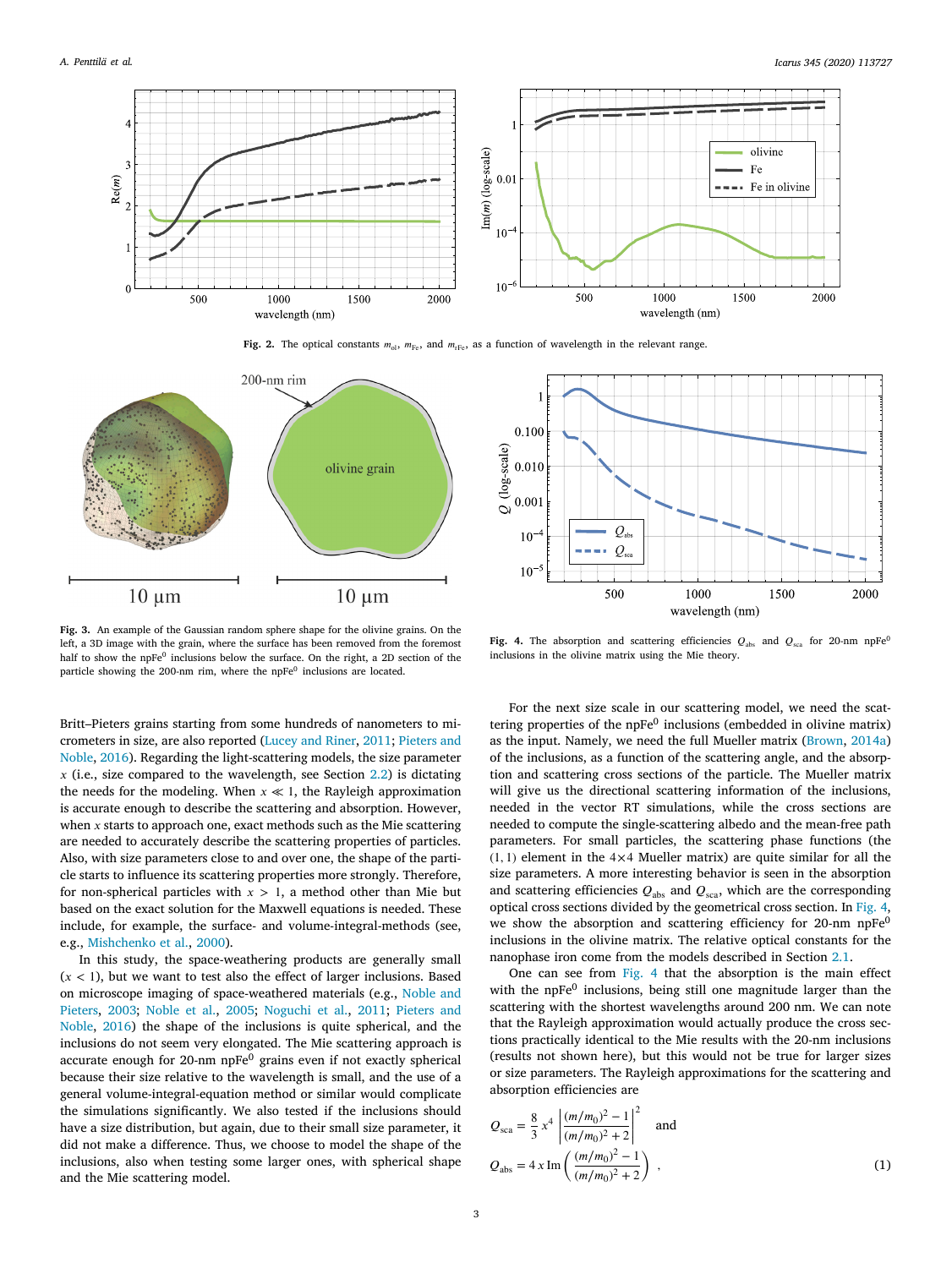Fig. 2. The optical constants $m_{ol}$, $m_{Fe}$, and $m_{rFe}$, as a function of wavelength in the relevant range.

Fig. 3. An example of the Gaussian random sphere shape for the olivine grains. On the left, a 3D image with the grain, where the surface has been removed from the foremost half to show the $npFe^0$ inclusions below the surface. On the right, a 2D section of the particle showing the 200-nm rim, where the $npFe^0$ inclusions are located.

Fig. 4. The absorption and scattering efficiencies $Q_{abs}$ and $Q_{sca}$ for 20-nm $npFe^0$ inclusions in the olivine matrix using the Mie theory.

Britt–Pieters grains starting from some hundreds of nanometers to micrometers in size, are also reported (Lucey and Riner, 2011; Pieters and Noble, 2016). Regarding the light-scattering models, the size parameter $x$ (i.e., size compared to the wavelength, see Section 2.2) is dictating the needs for the modeling. When $x \ll 1$, the Rayleigh approximation is accurate enough to describe the scattering and absorption. However, when $x$ starts to approach one, exact methods such as the Mie scattering are needed to accurately describe the scattering properties of particles. Also, with size parameters close to and over one, the shape of the particle starts to influence its scattering properties more strongly. Therefore, for non-spherical particles with $x > 1$, a method other than Mie but based on the exact solution for the Maxwell equations is needed. These include, for example, the surface- and volume-integral-methods (see, e.g., Mishchenko et al., 2000).

In this study, the space-weathering products are generally small ($x < 1$), but we want to test also the effect of larger inclusions. Based on microscope imaging of space-weathered materials (e.g., Noble and Pieters, 2003; Noble et al., 2005; Noguchi et al., 2011; Pieters and Noble, 2016) the shape of the inclusions is quite spherical, and the inclusions do not seem very elongated. The Mie scattering approach is accurate enough for 20-nm $npFe^0$ grains even if not exactly spherical because their size relative to the wavelength is small, and the use of a general volume-integral-equation method or similar would complicate the simulations significantly. We also tested if the inclusions should have a size distribution, but again, due to their small size parameter, it did not make a difference. Thus, we choose to model the shape of the inclusions, also when testing some larger ones, with spherical shape and the Mie scattering model.

For the next size scale in our scattering model, we need the scattering properties of the $npFe^0$ inclusions (embedded in olivine matrix) as the input. Namely, we need the full Mueller matrix (Brown, 2014a) of the inclusions, as a function of the scattering angle, and the absorption and scattering cross sections of the particle. The Mueller matrix will give us the directional scattering information of the inclusions, needed in the vector RT simulations, while the cross sections are needed to compute the single-scattering albedo and the mean-free path parameters. For small particles, the scattering phase functions (the $(1,1)$ element in the $4\times4$ Mueller matrix) are quite similar for all the size parameters. A more interesting behavior is seen in the absorption and scattering efficiencies $Q_{abs}$ and $Q_{sca}$, which are the corresponding optical cross sections divided by the geometrical cross section. In Fig. 4, we show the absorption and scattering efficiency for 20-nm $npFe^0$ inclusions in the olivine matrix. The relative optical constants for the nanophase iron come from the models described in Section 2.1.

One can see from Fig. 4 that the absorption is the main effect with the $npFe^0$ inclusions, being still one magnitude larger than the scattering with the shortest wavelengths around 200 nm. We can note that the Rayleigh approximation would actually produce the cross sections practically identical to the Mie results with the 20-nm inclusions (results not shown here), but this would not be true for larger sizes or size parameters. The Rayleigh approximations for the scattering and absorption efficiencies are

$$Q_{sca} = \frac{8}{3}\,x^4 \left| \frac{(m/m_0)^2 - 1}{(m/m_0)^2 + 2} \right|^2 \quad \text{and}$$

$$Q_{abs} = 4\,x\,\mathrm{Im}\left( \frac{(m/m_0)^2 - 1}{(m/m_0)^2 + 2} \right) , \tag{1}$$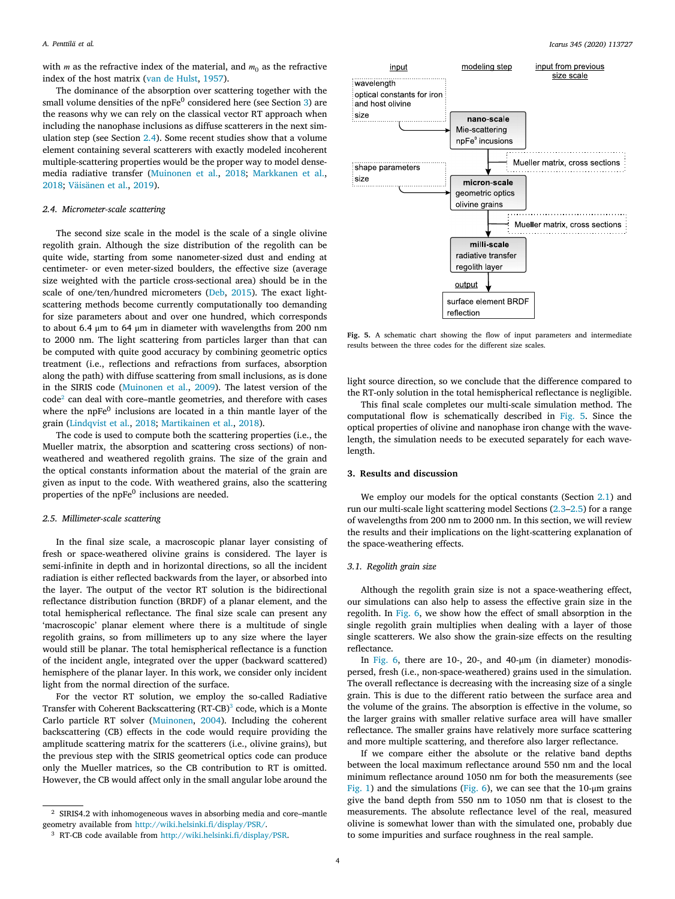with $m$ as the refractive index of the material, and $m_0$ as the refractive index of the host matrix (van de Hulst, 1957).

The dominance of the absorption over scattering together with the small volume densities of the $npFe^0$ considered here (see Section 3) are the reasons why we can rely on the classical vector RT approach when including the nanophase inclusions as diffuse scatterers in the next simulation step (see Section 2.4). Some recent studies show that a volume element containing several scatterers with exactly modeled incoherent multiple-scattering properties would be the proper way to model dense-media radiative transfer (Muinonen et al., 2018; Markkanen et al., 2018; Väisänen et al., 2019).

### 2.4. Micrometer-scale scattering

The second size scale in the model is the scale of a single olivine regolith grain. Although the size distribution of the regolith can be quite wide, starting from some nanometer-sized dust and ending at centimeter- or even meter-sized boulders, the effective size (average size weighted with the particle cross-sectional area) should be in the scale of one/ten/hundred micrometers (Deb, 2015). The exact light-scattering methods become currently computationally too demanding for size parameters about and over one hundred, which corresponds to about 6.4 µm to 64 µm in diameter with wavelengths from 200 nm to 2000 nm. The light scattering from particles larger than that can be computed with quite good accuracy by combining geometric optics treatment (i.e., reflections and refractions from surfaces, absorption along the path) with diffuse scattering from small inclusions, as is done in the SIRIS code (Muinonen et al., 2009). The latest version of the code[2] can deal with core–mantle geometries, and therefore with cases where the $npFe^0$ inclusions are located in a thin mantle layer of the grain (Lindqvist et al., 2018; Martikainen et al., 2018).

The code is used to compute both the scattering properties (i.e., the Mueller matrix, the absorption and scattering cross sections) of non-weathered and weathered regolith grains. The size of the grain and the optical constants information about the material of the grain are given as input to the code. With weathered grains, also the scattering properties of the $npFe^0$ inclusions are needed.

### 2.5. Millimeter-scale scattering

In the final size scale, a macroscopic planar layer consisting of fresh or space-weathered olivine grains is considered. The layer is semi-infinite in depth and in horizontal directions, so all the incident radiation is either reflected backwards from the layer, or absorbed into the layer. The output of the vector RT solution is the bidirectional reflectance distribution function (BRDF) of a planar element, and the total hemispherical reflectance. The final size scale can present any 'macroscopic' planar element where there is a multitude of single regolith grains, so from millimeters up to any size where the layer would still be planar. The total hemispherical reflectance is a function of the incident angle, integrated over the upper (backward scattered) hemisphere of the planar layer. In this work, we consider only incident light from the normal direction of the surface.

For the vector RT solution, we employ the so-called Radiative Transfer with Coherent Backscattering (RT-CB)[3] code, which is a Monte Carlo particle RT solver (Muinonen, 2004). Including the coherent backscattering (CB) effects in the code would require providing the amplitude scattering matrix for the scatterers (i.e., olivine grains), but the previous step with the SIRIS geometrical optics code can produce only the Mueller matrices, so the CB contribution to RT is omitted. However, the CB would affect only in the small angular lobe around the light source direction, so we conclude that the difference compared to the RT-only solution in the total hemispherical reflectance is negligible.

[2] SIRIS4.2 with inhomogeneous waves in absorbing media and core–mantle geometry available from http://wiki.helsinki.fi/display/PSR/.

[3] RT-CB code available from http://wiki.helsinki.fi/display/PSR.

| input | modeling step | input from previous size scale |
|---|---|---|
| wavelength; optical constants for iron and host olivine; size | **nano-scale** Mie-scattering $npFe^0$ incusions | |
| shape parameters; size | **micron-scale** geometric optics olivine grains | Mueller matrix, cross sections |
| | **milli-scale** radiative transfer regolith layer | Mueller matrix, cross sections |
| | output: surface element BRDF reflection | |

Fig. 5. A schematic chart showing the flow of input parameters and intermediate results between the three codes for the different size scales.

This final scale completes our multi-scale simulation method. The computational flow is schematically described in Fig. 5. Since the optical properties of olivine and nanophase iron change with the wavelength, the simulation needs to be executed separately for each wavelength.

## 3. Results and discussion

We employ our models for the optical constants (Section 2.1) and run our multi-scale light scattering model Sections (2.3–2.5) for a range of wavelengths from 200 nm to 2000 nm. In this section, we will review the results and their implications on the light-scattering explanation of the space-weathering effects.

### 3.1. Regolith grain size

Although the regolith grain size is not a space-weathering effect, our simulations can also help to assess the effective grain size in the regolith. In Fig. 6, we show how the effect of small absorption in the single regolith grain multiplies when dealing with a layer of those single scatterers. We also show the grain-size effects on the resulting reflectance.

In Fig. 6, there are 10-, 20-, and 40-µm (in diameter) monodispersed, fresh (i.e., non-space-weathered) grains used in the simulation. The overall reflectance is decreasing with the increasing size of a single grain. This is due to the different ratio between the surface area and the volume of the grains. The absorption is effective in the volume, so the larger grains with smaller relative surface area will have smaller reflectance. The smaller grains have relatively more surface scattering and more multiple scattering, and therefore also larger reflectance.

If we compare either the absolute or the relative band depths between the local maximum reflectance around 550 nm and the local minimum reflectance around 1050 nm for both the measurements (see Fig. 1) and the simulations (Fig. 6), we can see that the 10-µm grains give the band depth from 550 nm to 1050 nm that is closest to the measurements. The absolute reflectance level of the real, measured olivine is somewhat lower than with the simulated one, probably due to some impurities and surface roughness in the real sample.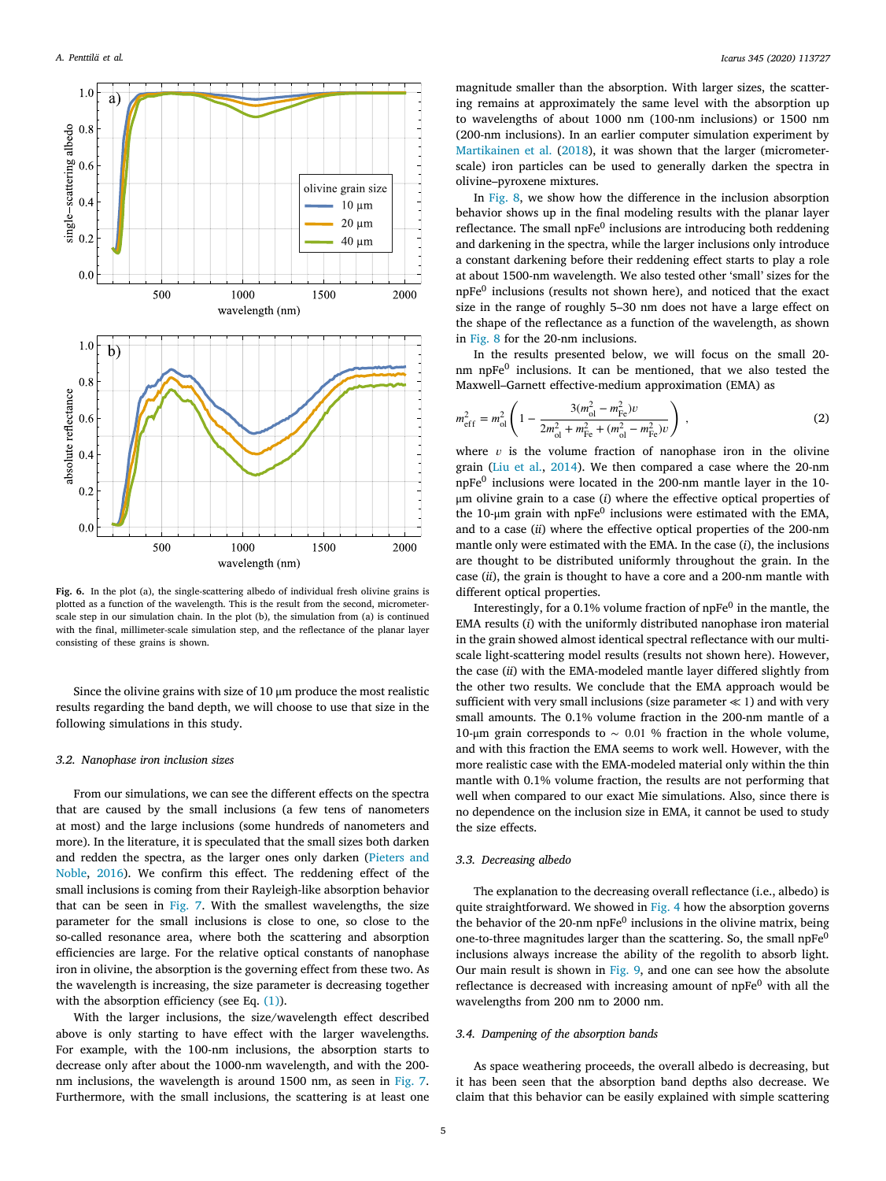Fig. 6. In the plot (a), the single-scattering albedo of individual fresh olivine grains is plotted as a function of the wavelength. This is the result from the second, micrometer-scale step in our simulation chain. In the plot (b), the simulation from (a) is continued with the final, millimeter-scale simulation step, and the reflectance of the planar layer consisting of these grains is shown.

Since the olivine grains with size of 10 μm produce the most realistic results regarding the band depth, we will choose to use that size in the following simulations in this study.

### 3.2. Nanophase iron inclusion sizes

From our simulations, we can see the different effects on the spectra that are caused by the small inclusions (a few tens of nanometers at most) and the large inclusions (some hundreds of nanometers and more). In the literature, it is speculated that the small sizes both darken and redden the spectra, as the larger ones only darken (Pieters and Noble, 2016). We confirm this effect. The reddening effect of the small inclusions is coming from their Rayleigh-like absorption behavior that can be seen in Fig. 7. With the smallest wavelengths, the size parameter for the small inclusions is close to one, so close to the so-called resonance area, where both the scattering and absorption efficiencies are large. For the relative optical constants of nanophase iron in olivine, the absorption is the governing effect from these two. As the wavelength is increasing, the size parameter is decreasing together with the absorption efficiency (see Eq. (1)).

With the larger inclusions, the size/wavelength effect described above is only starting to have effect with the larger wavelengths. For example, with the 100-nm inclusions, the absorption starts to decrease only after about the 1000-nm wavelength, and with the 200-nm inclusions, the wavelength is around 1500 nm, as seen in Fig. 7. Furthermore, with the small inclusions, the scattering is at least one magnitude smaller than the absorption. With larger sizes, the scattering remains at approximately the same level with the absorption up to wavelengths of about 1000 nm (100-nm inclusions) or 1500 nm (200-nm inclusions). In an earlier computer simulation experiment by Martikainen et al. (2018), it was shown that the larger (micrometer-scale) iron particles can be used to generally darken the spectra in olivine–pyroxene mixtures.

In Fig. 8, we show how the difference in the inclusion absorption behavior shows up in the final modeling results with the planar layer reflectance. The small $\mathrm{npFe^0}$ inclusions are introducing both reddening and darkening in the spectra, while the larger inclusions only introduce a constant darkening before their reddening effect starts to play a role at about 1500-nm wavelength. We also tested other 'small' sizes for the $\mathrm{npFe^0}$ inclusions (results not shown here), and noticed that the exact size in the range of roughly 5–30 nm does not have a large effect on the shape of the reflectance as a function of the wavelength, as shown in Fig. 8 for the 20-nm inclusions.

In the results presented below, we will focus on the small 20-nm $\mathrm{npFe^0}$ inclusions. It can be mentioned, that we also tested the Maxwell–Garnett effective-medium approximation (EMA) as

$$m_{\mathrm{eff}}^2 = m_{\mathrm{ol}}^2 \left( 1 - \frac{3(m_{\mathrm{ol}}^2 - m_{\mathrm{Fe}}^2)v}{2m_{\mathrm{ol}}^2 + m_{\mathrm{Fe}}^2 + (m_{\mathrm{ol}}^2 - m_{\mathrm{Fe}}^2)v} \right) , \tag{2}$$

where $v$ is the volume fraction of nanophase iron in the olivine grain (Liu et al., 2014). We then compared a case where the 20-nm $\mathrm{npFe^0}$ inclusions were located in the 200-nm mantle layer in the 10-μm olivine grain to a case (*i*) where the effective optical properties of the 10-μm grain with $\mathrm{npFe^0}$ inclusions were estimated with the EMA, and to a case (*ii*) where the effective optical properties of the 200-nm mantle only were estimated with the EMA. In the case (*i*), the inclusions are thought to be distributed uniformly throughout the grain. In the case (*ii*), the grain is thought to have a core and a 200-nm mantle with different optical properties.

Interestingly, for a 0.1% volume fraction of $\mathrm{npFe^0}$ in the mantle, the EMA results (*i*) with the uniformly distributed nanophase iron material in the grain showed almost identical spectral reflectance with our multi-scale light-scattering model results (results not shown here). However, the case (*ii*) with the EMA-modeled mantle layer differed slightly from the other two results. We conclude that the EMA approach would be sufficient with very small inclusions (size parameter $\ll 1$) and with very small amounts. The 0.1% volume fraction in the 200-nm mantle of a 10-μm grain corresponds to $\sim 0.01$ % fraction in the whole volume, and with this fraction the EMA seems to work well. However, with the more realistic case with the EMA-modeled material only within the thin mantle with 0.1% volume fraction, the results are not performing that well when compared to our exact Mie simulations. Also, since there is no dependence on the inclusion size in EMA, it cannot be used to study the size effects.

### 3.3. Decreasing albedo

The explanation to the decreasing overall reflectance (i.e., albedo) is quite straightforward. We showed in Fig. 4 how the absorption governs the behavior of the 20-nm $\mathrm{npFe^0}$ inclusions in the olivine matrix, being one-to-three magnitudes larger than the scattering. So, the small $\mathrm{npFe^0}$ inclusions always increase the ability of the regolith to absorb light. Our main result is shown in Fig. 9, and one can see how the absolute reflectance is decreased with increasing amount of $\mathrm{npFe^0}$ with all the wavelengths from 200 nm to 2000 nm.

### 3.4. Dampening of the absorption bands

As space weathering proceeds, the overall albedo is decreasing, but it has been seen that the absorption band depths also decrease. We claim that this behavior can be easily explained with simple scattering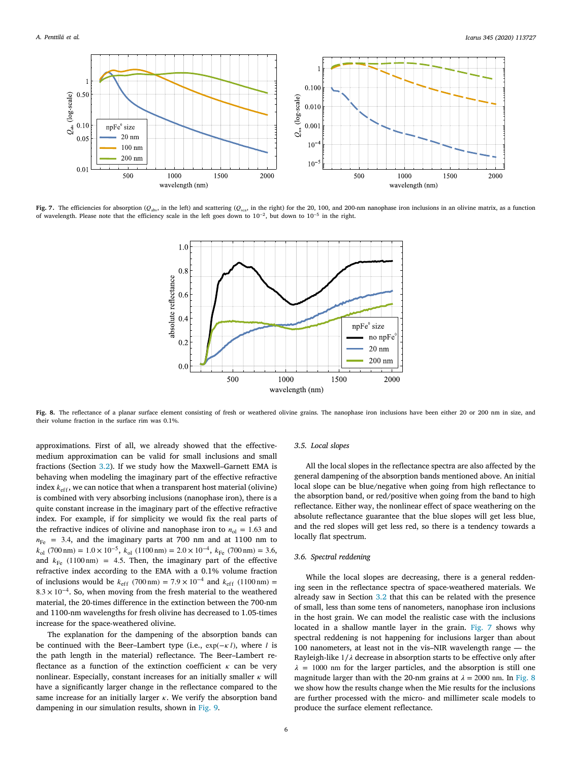**Fig. 7.** The efficiencies for absorption ($Q_{abs}$, in the left) and scattering ($Q_{sca}$, in the right) for the 20, 100, and 200-nm nanophase iron inclusions in an olivine matrix, as a function of wavelength. Please note that the efficiency scale in the left goes down to $10^{-2}$, but down to $10^{-5}$ in the right.

**Fig. 8.** The reflectance of a planar surface element consisting of fresh or weathered olivine grains. The nanophase iron inclusions have been either 20 or 200 nm in size, and their volume fraction in the surface rim was 0.1%.

approximations. First of all, we already showed that the effective-medium approximation can be valid for small inclusions and small fractions (Section 3.2). If we study how the Maxwell–Garnett EMA is behaving when modeling the imaginary part of the effective refractive index $k_{eff}$, we can notice that when a transparent host material (olivine) is combined with very absorbing inclusions (nanophase iron), there is a quite constant increase in the imaginary part of the effective refractive index. For example, if for simplicity we would fix the real parts of the refractive indices of olivine and nanophase iron to $n_{ol} = 1.63$ and $n_{Fe} = 3.4$, and the imaginary parts at 700 nm and at 1100 nm to $k_{ol}$ (700 nm) $= 1.0 \times 10^{-5}$, $k_{ol}$ (1100 nm) $= 2.0 \times 10^{-4}$, $k_{Fe}$ (700 nm) $= 3.6$, and $k_{Fe}$ (1100 nm) $= 4.5$. Then, the imaginary part of the effective refractive index according to the EMA with a 0.1% volume fraction of inclusions would be $k_{eff}$ (700 nm) $= 7.9 \times 10^{-4}$ and $k_{eff}$ (1100 nm) $= 8.3 \times 10^{-4}$. So, when moving from the fresh material to the weathered material, the 20-times difference in the extinction between the 700-nm and 1100-nm wavelengths for fresh olivine has decreased to 1.05-times increase for the space-weathered olivine.

The explanation for the dampening of the absorption bands can be continued with the Beer–Lambert type (i.e., $\exp(-\kappa\, l)$, where $l$ is the path length in the material) reflectance. The Beer–Lambert reflectance as a function of the extinction coefficient $\kappa$ can be very nonlinear. Especially, constant increases for an initially smaller $\kappa$ will have a significantly larger change in the reflectance compared to the same increase for an initially larger $\kappa$. We verify the absorption band dampening in our simulation results, shown in Fig. 9.

### 3.5. Local slopes

All the local slopes in the reflectance spectra are also affected by the general dampening of the absorption bands mentioned above. An initial local slope can be blue/negative when going from high reflectance to the absorption band, or red/positive when going from the band to high reflectance. Either way, the nonlinear effect of space weathering on the absolute reflectance guarantee that the blue slopes will get less blue, and the red slopes will get less red, so there is a tendency towards a locally flat spectrum.

### 3.6. Spectral reddening

While the local slopes are decreasing, there is a general reddening seen in the reflectance spectra of space-weathered materials. We already saw in Section 3.2 that this can be related with the presence of small, less than some tens of nanometers, nanophase iron inclusions in the host grain. We can model the realistic case with the inclusions located in a shallow mantle layer in the grain. Fig. 7 shows why spectral reddening is not happening for inclusions larger than about 100 nanometers, at least not in the vis–NIR wavelength range — the Rayleigh-like $1/\lambda$ decrease in absorption starts to be effective only after $\lambda = 1000$ nm for the larger particles, and the absorption is still one magnitude larger than with the 20-nm grains at $\lambda = 2000$ nm. In Fig. 8 we show how the results change when the Mie results for the inclusions are further processed with the micro- and millimeter scale models to produce the surface element reflectance.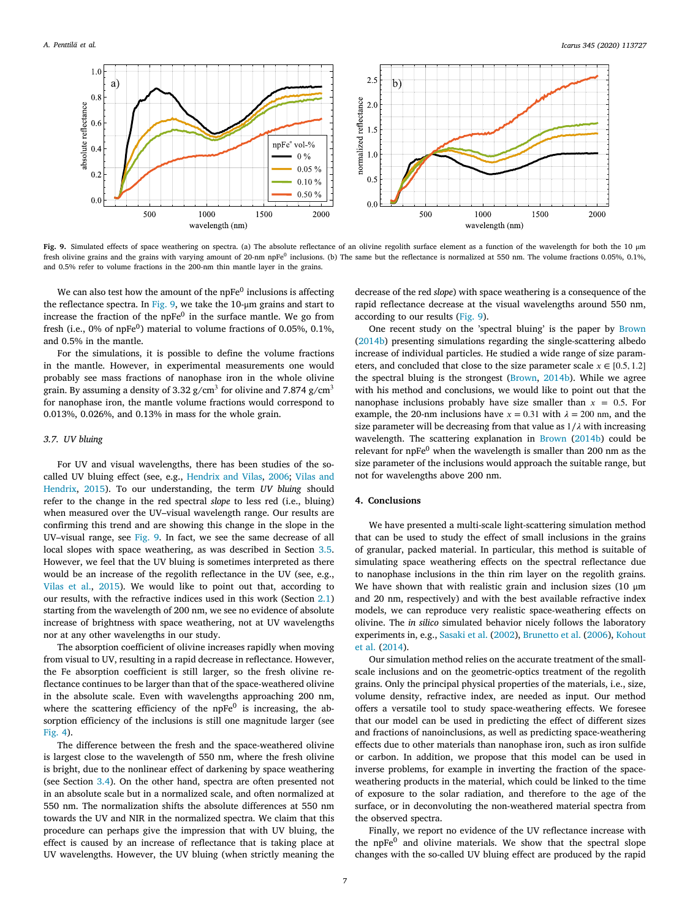**Fig. 9.** Simulated effects of space weathering on spectra. (a) The absolute reflectance of an olivine regolith surface element as a function of the wavelength for both the 10 μm fresh olivine grains and the grains with varying amount of 20-nm $npFe^0$ inclusions. (b) The same but the reflectance is normalized at 550 nm. The volume fractions 0.05%, 0.1%, and 0.5% refer to volume fractions in the 200-nm thin mantle layer in the grains.

We can also test how the amount of the $npFe^0$ inclusions is affecting the reflectance spectra. In Fig. 9, we take the 10-μm grains and start to increase the fraction of the $npFe^0$ in the surface mantle. We go from fresh (i.e., 0% of $npFe^0$) material to volume fractions of 0.05%, 0.1%, and 0.5% in the mantle.

For the simulations, it is possible to define the volume fractions in the mantle. However, in experimental measurements one would probably see mass fractions of nanophase iron in the whole olivine grain. By assuming a density of 3.32 g/cm$^3$ for olivine and 7.874 g/cm$^3$ for nanophase iron, the mantle volume fractions would correspond to 0.013%, 0.026%, and 0.13% in mass for the whole grain.

### 3.7. UV bluing

For UV and visual wavelengths, there has been studies of the so-called UV bluing effect (see, e.g., Hendrix and Vilas, 2006; Vilas and Hendrix, 2015). To our understanding, the term *UV bluing* should refer to the change in the red spectral *slope* to less red (i.e., bluing) when measured over the UV–visual wavelength range. Our results are confirming this trend and are showing this change in the slope in the UV–visual range, see Fig. 9. In fact, we see the same decrease of all local slopes with space weathering, as was described in Section 3.5. However, we feel that the UV bluing is sometimes interpreted as there would be an increase of the regolith reflectance in the UV (see, e.g., Vilas et al., 2015). We would like to point out that, according to our results, with the refractive indices used in this work (Section 2.1) starting from the wavelength of 200 nm, we see no evidence of absolute increase of brightness with space weathering, not at UV wavelengths nor at any other wavelengths in our study.

The absorption coefficient of olivine increases rapidly when moving from visual to UV, resulting in a rapid decrease in reflectance. However, the Fe absorption coefficient is still larger, so the fresh olivine reflectance continues to be larger than that of the space-weathered olivine in the absolute scale. Even with wavelengths approaching 200 nm, where the scattering efficiency of the $npFe^0$ is increasing, the absorption efficiency of the inclusions is still one magnitude larger (see Fig. 4).

The difference between the fresh and the space-weathered olivine is largest close to the wavelength of 550 nm, where the fresh olivine is bright, due to the nonlinear effect of darkening by space weathering (see Section 3.4). On the other hand, spectra are often presented not in an absolute scale but in a normalized scale, and often normalized at 550 nm. The normalization shifts the absolute differences at 550 nm towards the UV and NIR in the normalized spectra. We claim that this procedure can perhaps give the impression that with UV bluing, the effect is caused by an increase of reflectance that is taking place at UV wavelengths. However, the UV bluing (when strictly meaning the decrease of the red *slope*) with space weathering is a consequence of the rapid reflectance decrease at the visual wavelengths around 550 nm, according to our results (Fig. 9).

One recent study on the 'spectral bluing' is the paper by Brown (2014b) presenting simulations regarding the single-scattering albedo increase of individual particles. He studied a wide range of size parameters, and concluded that close to the size parameter scale $x \in [0.5, 1.2]$ the spectral bluing is the strongest (Brown, 2014b). While we agree with his method and conclusions, we would like to point out that the nanophase inclusions probably have size smaller than $x = 0.5$. For example, the 20-nm inclusions have $x = 0.31$ with $\lambda = 200$ nm, and the size parameter will be decreasing from that value as $1/\lambda$ with increasing wavelength. The scattering explanation in Brown (2014b) could be relevant for $npFe^0$ when the wavelength is smaller than 200 nm as the size parameter of the inclusions would approach the suitable range, but not for wavelengths above 200 nm.

## 4. Conclusions

We have presented a multi-scale light-scattering simulation method that can be used to study the effect of small inclusions in the grains of granular, packed material. In particular, this method is suitable of simulating space weathering effects on the spectral reflectance due to nanophase inclusions in the thin rim layer on the regolith grains. We have shown that with realistic grain and inclusion sizes (10 μm and 20 nm, respectively) and with the best available refractive index models, we can reproduce very realistic space-weathering effects on olivine. The *in silico* simulated behavior nicely follows the laboratory experiments in, e.g., Sasaki et al. (2002), Brunetto et al. (2006), Kohout et al. (2014).

Our simulation method relies on the accurate treatment of the small-scale inclusions and on the geometric-optics treatment of the regolith grains. Only the principal physical properties of the materials, i.e., size, volume density, refractive index, are needed as input. Our method offers a versatile tool to study space-weathering effects. We foresee that our model can be used in predicting the effect of different sizes and fractions of nanoinclusions, as well as predicting space-weathering effects due to other materials than nanophase iron, such as iron sulfide or carbon. In addition, we propose that this model can be used in inverse problems, for example in inverting the fraction of the space-weathering products in the material, which could be linked to the time of exposure to the solar radiation, and therefore to the age of the surface, or in deconvoluting the non-weathered material spectra from the observed spectra.

Finally, we report no evidence of the UV reflectance increase with the $npFe^0$ and olivine materials. We show that the spectral slope changes with the so-called UV bluing effect are produced by the rapid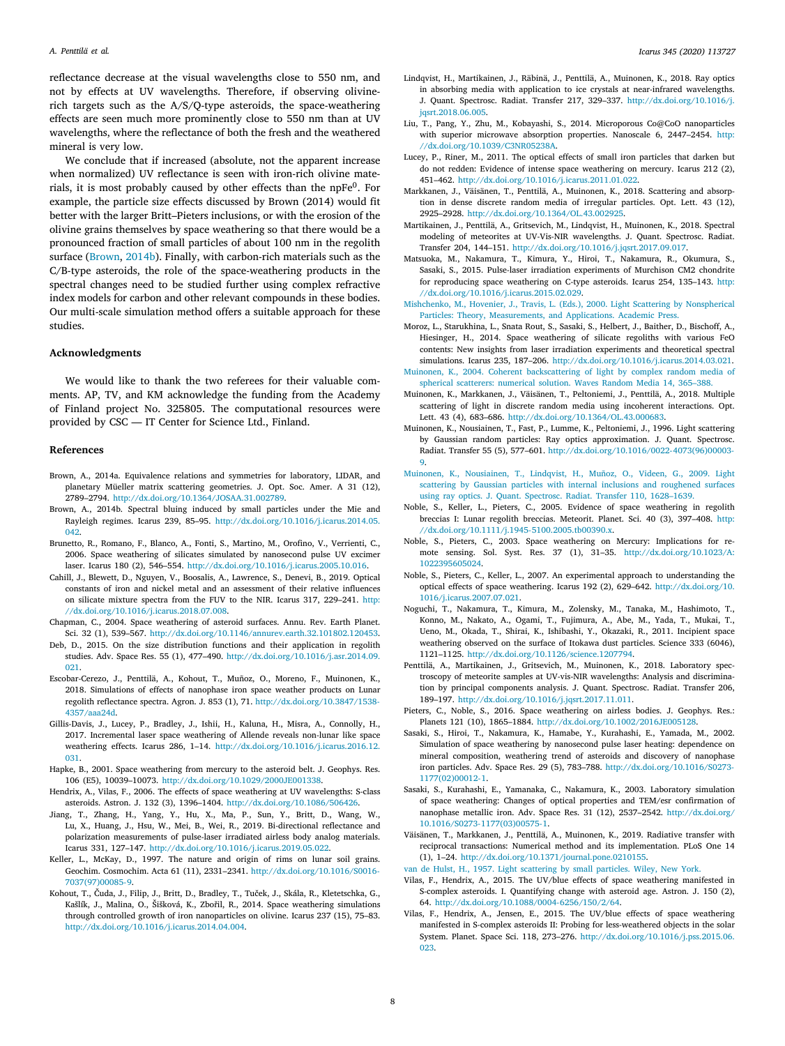reflectance decrease at the visual wavelengths close to 550 nm, and not by effects at UV wavelengths. Therefore, if observing olivine-rich targets such as the A/S/Q-type asteroids, the space-weathering effects are seen much more prominently close to 550 nm than at UV wavelengths, where the reflectance of both the fresh and the weathered mineral is very low.

We conclude that if increased (absolute, not the apparent increase when normalized) UV reflectance is seen with iron-rich olivine materials, it is most probably caused by other effects than the npFe$^0$. For example, the particle size effects discussed by Brown (2014) would fit better with the larger Britt–Pieters inclusions, or with the erosion of the olivine grains themselves by space weathering so that there would be a pronounced fraction of small particles of about 100 nm in the regolith surface (Brown, 2014b). Finally, with carbon-rich materials such as the C/B-type asteroids, the role of the space-weathering products in the spectral changes need to be studied further using complex refractive index models for carbon and other relevant compounds in these bodies. Our multi-scale simulation method offers a suitable approach for these studies.

## Acknowledgments

We would like to thank the two referees for their valuable comments. AP, TV, and KM acknowledge the funding from the Academy of Finland project No. 325805. The computational resources were provided by CSC — IT Center for Science Ltd., Finland.

## References

Brown, A., 2014a. Equivalence relations and symmetries for laboratory, LIDAR, and planetary Müeller matrix scattering geometries. J. Opt. Soc. Amer. A 31 (12), 2789–2794. http://dx.doi.org/10.1364/JOSAA.31.002789.

Brown, A., 2014b. Spectral bluing induced by small particles under the Mie and Rayleigh regimes. Icarus 239, 85–95. http://dx.doi.org/10.1016/j.icarus.2014.05.042.

Brunetto, R., Romano, F., Blanco, A., Fonti, S., Martino, M., Orofino, V., Verrienti, C., 2006. Space weathering of silicates simulated by nanosecond pulse UV excimer laser. Icarus 180 (2), 546–554. http://dx.doi.org/10.1016/j.icarus.2005.10.016.

Cahill, J., Blewett, D., Nguyen, V., Boosalis, A., Lawrence, S., Denevi, B., 2019. Optical constants of iron and nickel metal and an assessment of their relative influences on silicate mixture spectra from the FUV to the NIR. Icarus 317, 229–241. http://dx.doi.org/10.1016/j.icarus.2018.07.008.

Chapman, C., 2004. Space weathering of asteroid surfaces. Annu. Rev. Earth Planet. Sci. 32 (1), 539–567. http://dx.doi.org/10.1146/annurev.earth.32.101802.120453.

Deb, D., 2015. On the size distribution functions and their application in regolith studies. Adv. Space Res. 55 (1), 477–490. http://dx.doi.org/10.1016/j.asr.2014.09.021.

Escobar-Cerezo, J., Penttilä, A., Kohout, T., Muñoz, O., Moreno, F., Muinonen, K., 2018. Simulations of effects of nanophase iron space weather products on Lunar regolith reflectance spectra. Agron. J. 853 (1), 71. http://dx.doi.org/10.3847/1538-4357/aaa24d.

Gillis-Davis, J., Lucey, P., Bradley, J., Ishii, H., Kaluna, H., Misra, A., Connolly, H., 2017. Incremental laser space weathering of Allende reveals non-lunar like space weathering effects. Icarus 286, 1–14. http://dx.doi.org/10.1016/j.icarus.2016.12.031.

Hapke, B., 2001. Space weathering from mercury to the asteroid belt. J. Geophys. Res. 106 (E5), 10039–10073. http://dx.doi.org/10.1029/2000JE001338.

Hendrix, A., Vilas, F., 2006. The effects of space weathering at UV wavelengths: S-class asteroids. Astron. J. 132 (3), 1396–1404. http://dx.doi.org/10.1086/506426.

Jiang, T., Zhang, H., Yang, Y., Hu, X., Ma, P., Sun, Y., Britt, D., Wang, W., Lu, X., Huang, J., Hsu, W., Mei, B., Wei, R., 2019. Bi-directional reflectance and polarization measurements of pulse-laser irradiated airless body analog materials. Icarus 331, 127–147. http://dx.doi.org/10.1016/j.icarus.2019.05.022.

Keller, L., McKay, D., 1997. The nature and origin of rims on lunar soil grains. Geochim. Cosmochim. Acta 61 (11), 2331–2341. http://dx.doi.org/10.1016/S0016-7037(97)00085-9.

Kohout, T., Čuda, J., Filip, J., Britt, D., Bradley, T., Tuček, J., Skála, R., Kletetschka, G., Kašlík, J., Malina, O., Šišková, K., Zbořil, R., 2014. Space weathering simulations through controlled growth of iron nanoparticles on olivine. Icarus 237 (15), 75–83. http://dx.doi.org/10.1016/j.icarus.2014.04.004.

Lindqvist, H., Martikainen, J., Räbinä, J., Penttilä, A., Muinonen, K., 2018. Ray optics in absorbing media with application to ice crystals at near-infrared wavelengths. J. Quant. Spectrosc. Radiat. Transfer 217, 329–337. http://dx.doi.org/10.1016/j.jqsrt.2018.06.005.

Liu, T., Pang, Y., Zhu, M., Kobayashi, S., 2014. Microporous Co@CoO nanoparticles with superior microwave absorption properties. Nanoscale 6, 2447–2454. http://dx.doi.org/10.1039/C3NR05238A.

Lucey, P., Riner, M., 2011. The optical effects of small iron particles that darken but do not redden: Evidence of intense space weathering on mercury. Icarus 212 (2), 451–462. http://dx.doi.org/10.1016/j.icarus.2011.01.022.

Markkanen, J., Väisänen, T., Penttilä, A., Muinonen, K., 2018. Scattering and absorption in dense discrete random media of irregular particles. Opt. Lett. 43 (12), 2925–2928. http://dx.doi.org/10.1364/OL.43.002925.

Martikainen, J., Penttilä, A., Gritsevich, M., Lindqvist, H., Muinonen, K., 2018. Spectral modeling of meteorites at UV-Vis-NIR wavelengths. J. Quant. Spectrosc. Radiat. Transfer 204, 144–151. http://dx.doi.org/10.1016/j.jqsrt.2017.09.017.

Matsuoka, M., Nakamura, T., Kimura, Y., Hiroi, T., Nakamura, R., Okumura, S., Sasaki, S., 2015. Pulse-laser irradiation experiments of Murchison CM2 chondrite for reproducing space weathering on C-type asteroids. Icarus 254, 135–143. http://dx.doi.org/10.1016/j.icarus.2015.02.029.

Mishchenko, M., Hovenier, J., Travis, L. (Eds.), 2000. Light Scattering by Nonspherical Particles: Theory, Measurements, and Applications. Academic Press.

Moroz, L., Starukhina, L., Snata Rout, S., Sasaki, S., Helbert, J., Baither, D., Bischoff, A., Hiesinger, H., 2014. Space weathering of silicate regoliths with various FeO contents: New insights from laser irradiation experiments and theoretical spectral simulations. Icarus 235, 187–206. http://dx.doi.org/10.1016/j.icarus.2014.03.021.

Muinonen, K., 2004. Coherent backscattering of light by complex random media of spherical scatterers: numerical solution. Waves Random Media 14, 365–388.

Muinonen, K., Markkanen, J., Väisänen, T., Peltoniemi, J., Penttilä, A., 2018. Multiple scattering of light in discrete random media using incoherent interactions. Opt. Lett. 43 (4), 683–686. http://dx.doi.org/10.1364/OL.43.000683.

Muinonen, K., Nousiainen, T., Fast, P., Lumme, K., Peltoniemi, J., 1996. Light scattering by Gaussian random particles: Ray optics approximation. J. Quant. Spectrosc. Radiat. Transfer 55 (5), 577–601. http://dx.doi.org/10.1016/0022-4073(96)00003-9.

Muinonen, K., Nousiainen, T., Lindqvist, H., Muñoz, O., Videen, G., 2009. Light scattering by Gaussian particles with internal inclusions and roughened surfaces using ray optics. J. Quant. Spectrosc. Radiat. Transfer 110, 1628–1639.

Noble, S., Keller, L., Pieters, C., 2005. Evidence of space weathering in regolith breccias I: Lunar regolith breccias. Meteorit. Planet. Sci. 40 (3), 397–408. http://dx.doi.org/10.1111/j.1945-5100.2005.tb00390.x.

Noble, S., Pieters, C., 2003. Space weathering on Mercury: Implications for remote sensing. Sol. Syst. Res. 37 (1), 31–35. http://dx.doi.org/10.1023/A:1022395605024.

Noble, S., Pieters, C., Keller, L., 2007. An experimental approach to understanding the optical effects of space weathering. Icarus 192 (2), 629–642. http://dx.doi.org/10.1016/j.icarus.2007.07.021.

Noguchi, T., Nakamura, T., Kimura, M., Zolensky, M., Tanaka, M., Hashimoto, T., Konno, M., Nakato, A., Ogami, T., Fujimura, A., Abe, M., Yada, T., Mukai, T., Ueno, M., Okada, T., Shirai, K., Ishibashi, Y., Okazaki, R., 2011. Incipient space weathering observed on the surface of Itokawa dust particles. Science 333 (6046), 1121–1125. http://dx.doi.org/10.1126/science.1207794.

Penttilä, A., Martikainen, J., Gritsevich, M., Muinonen, K., 2018. Laboratory spectroscopy of meteorite samples at UV-vis-NIR wavelengths: Analysis and discrimination by principal components analysis. J. Quant. Spectrosc. Radiat. Transfer 206, 189–197. http://dx.doi.org/10.1016/j.jqsrt.2017.11.011.

Pieters, C., Noble, S., 2016. Space weathering on airless bodies. J. Geophys. Res.: Planets 121 (10), 1865–1884. http://dx.doi.org/10.1002/2016JE005128.

Sasaki, S., Hiroi, T., Nakamura, K., Hamabe, Y., Kurahashi, E., Yamada, M., 2002. Simulation of space weathering by nanosecond pulse laser heating: dependence on mineral composition, weathering trend of asteroids and discovery of nanophase iron particles. Adv. Space Res. 29 (5), 783–788. http://dx.doi.org/10.1016/S0273-1177(02)00012-1.

Sasaki, S., Kurahashi, E., Yamanaka, C., Nakamura, K., 2003. Laboratory simulation of space weathering: Changes of optical properties and TEM/esr confirmation of nanophase metallic iron. Adv. Space Res. 31 (12), 2537–2542. http://dx.doi.org/10.1016/S0273-1177(03)00575-1.

Väisänen, T., Markkanen, J., Penttilä, A., Muinonen, K., 2019. Radiative transfer with reciprocal transactions: Numerical method and its implementation. PLoS One 14 (1), 1–24. http://dx.doi.org/10.1371/journal.pone.0210155.

van de Hulst, H., 1957. Light scattering by small particles. Wiley, New York.

Vilas, F., Hendrix, A., 2015. The UV/blue effects of space weathering manifested in S-complex asteroids. I. Quantifying change with asteroid age. Astron. J. 150 (2), 64. http://dx.doi.org/10.1088/0004-6256/150/2/64.

Vilas, F., Hendrix, A., Jensen, E., 2015. The UV/blue effects of space weathering manifested in S-complex asteroids II: Probing for less-weathered objects in the solar System. Planet. Space Sci. 118, 273–276. http://dx.doi.org/10.1016/j.pss.2015.06.023.